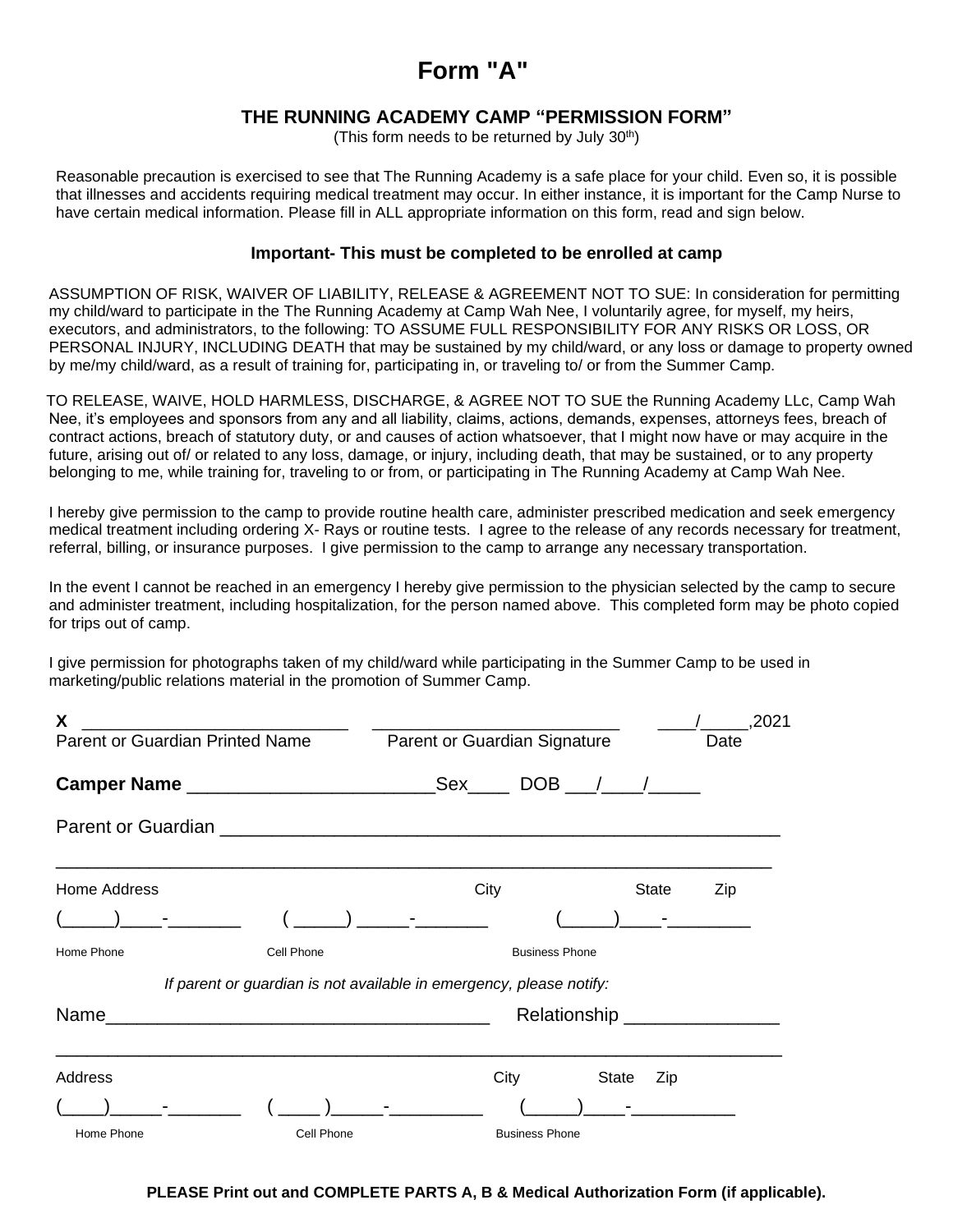# Form "A"

## THE RUNNING ACADEMY CAMP "PERMISSION FORM"

(This form needs to be returned by July 30th)

Reasonable precaution is exercised to see that The Running Academy is a safe place for your child. Even so, it is possible that illnesses and accidents requiring medical treatment may occur. In either instance, it is important for the Camp Nurse to have certain medical information. Please fill in ALL appropriate information on this form, read and sign below.

### Important- This must be completed to be enrolled at camp

ASSUMPTION OF RISK, WAIVER OF LIABILITY, RELEASE & AGREEMENT NOT TO SUE: In consideration for permitting my child/ward to participate in the The Running Academy at Camp Wah Nee, I voluntarily agree, for myself, my heirs, executors, and administrators, to the following: TO ASSUME FULL RESPONSIBILITY FOR ANY RISKS OR LOSS, OR PERSONAL INJURY, INCLUDING DEATH that may be sustained by my child/ward, or any loss or damage to property owned by me/my child/ward, as a result of training for, participating in, or traveling to/ or from the Summer Camp.

TO RELEASE, WAIVE, HOLD HARMLESS, DISCHARGE, & AGREE NOT TO SUE the Running Academy LLc, Camp Wah Nee, it's employees and sponsors from any and all liability, claims, actions, demands, expenses, attorneys fees, breach of contract actions, breach of statutory duty, or and causes of action whatsoever, that I might now have or may acquire in the future, arising out of/ or related to any loss, damage, or injury, including death, that may be sustained, or to any property belonging to me, while training for, traveling to or from, or participating in The Running Academy at Camp Wah Nee.

I hereby give permission to the camp to provide routine health care, administer prescribed medication and seek emergency medical treatment including ordering X- Rays or routine tests. I agree to the release of any records necessary for treatment, referral, billing, or insurance purposes. I give permission to the camp to arrange any necessary transportation.

In the event I cannot be reached in an emergency I hereby give permission to the physician selected by the camp to secure and administer treatment, including hospitalization, for the person named above. This completed form may be photo copied for trips out of camp.

I give permission for photographs taken of my child/ward while participating in the Summer Camp to be used in marketing/public relations material in the promotion of Summer Camp.

X ____________________________ ____________________________ ____/_____,2021

Parent or Guardian Printed Name    Parent or Guardian Signature    Date

**Camper Name** ________________________Sex____ DOB ___/____/_____

Parent or Guardian ________________________________________________________

_________________________________________________________________________

Home Address    City    State    Zip

(_____)____-_______    ( _____) _____-_______    (_____)____-________

Home Phone    Cell Phone    Business Phone

*If parent or guardian is not available in emergency, please notify:*

Name_____________________________________ Relationship _______________

_________________________________________________________________________

Address    City    State    Zip

(____)_____-_______    ( ____ )_____-_________    (_____)____-__________

Home Phone    Cell Phone    Business Phone

**PLEASE Print out and COMPLETE PARTS A, B & Medical Authorization Form (if applicable).**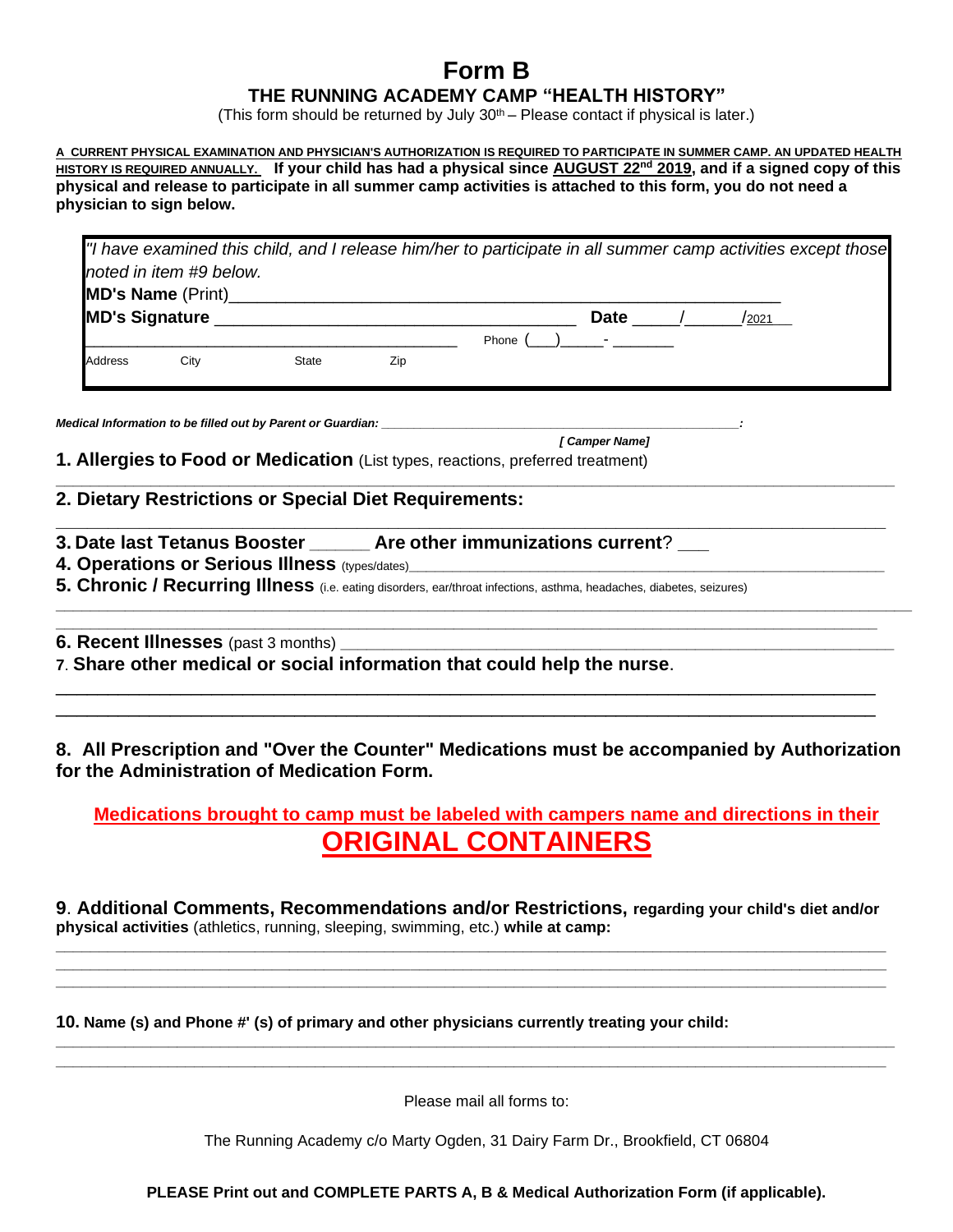# Form B

## THE RUNNING ACADEMY CAMP "HEALTH HISTORY"

(This form should be returned by July 30th – Please contact if physical is later.)

**A CURRENT PHYSICAL EXAMINATION AND PHYSICIAN'S AUTHORIZATION IS REQUIRED TO PARTICIPATE IN SUMMER CAMP. AN UPDATED HEALTH HISTORY IS REQUIRED ANNUALLY.** **If your child has had a physical since AUGUST 22nd 2019, and if a signed copy of this physical and release to participate in all summer camp activities is attached to this form, you do not need a physician to sign below.**

*"I have examined this child, and I release him/her to participate in all summer camp activities except those noted in item #9 below.*

**MD's Name** (Print)_______________________________________________________

**MD's Signature** ____________________________________ **Date** _____/______/2021__

______________________________________ Phone (___)_____- _______

Address City State Zip

***Medical Information to be filled out by Parent or Guardian:*** _____________________________________________:

*[ Camper Name]*

**1. Allergies to Food or Medication** (List types, reactions, preferred treatment)

___________________________________________________________________________________

**2. Dietary Restrictions or Special Diet Requirements:**

___________________________________________________________________________________

**3. Date last Tetanus Booster** ______ **Are other immunizations current**? ___

**4. Operations or Serious Illness** (types/dates)_____________________________________________

**5. Chronic / Recurring Illness** (i.e. eating disorders, ear/throat infections, asthma, headaches, diabetes, seizures)

___________________________________________________________________________________

___________________________________________________________________________________

**6. Recent Illnesses** (past 3 months) ______________________________________________________

7. **Share other medical or social information that could help the nurse**.

___________________________________________________________________________________

___________________________________________________________________________________

**8. All Prescription and "Over the Counter" Medications must be accompanied by Authorization for the Administration of Medication Form.**

**Medications brought to camp must be labeled with campers name and directions in their ORIGINAL CONTAINERS**

9. **Additional Comments, Recommendations and/or Restrictions, regarding your child's diet and/or physical activities** (athletics, running, sleeping, swimming, etc.) **while at camp:**

___________________________________________________________________________________

___________________________________________________________________________________

___________________________________________________________________________________

**10. Name (s) and Phone #' (s) of primary and other physicians currently treating your child:**

___________________________________________________________________________________

___________________________________________________________________________________

Please mail all forms to:

The Running Academy c/o Marty Ogden, 31 Dairy Farm Dr., Brookfield, CT 06804

**PLEASE Print out and COMPLETE PARTS A, B & Medical Authorization Form (if applicable).**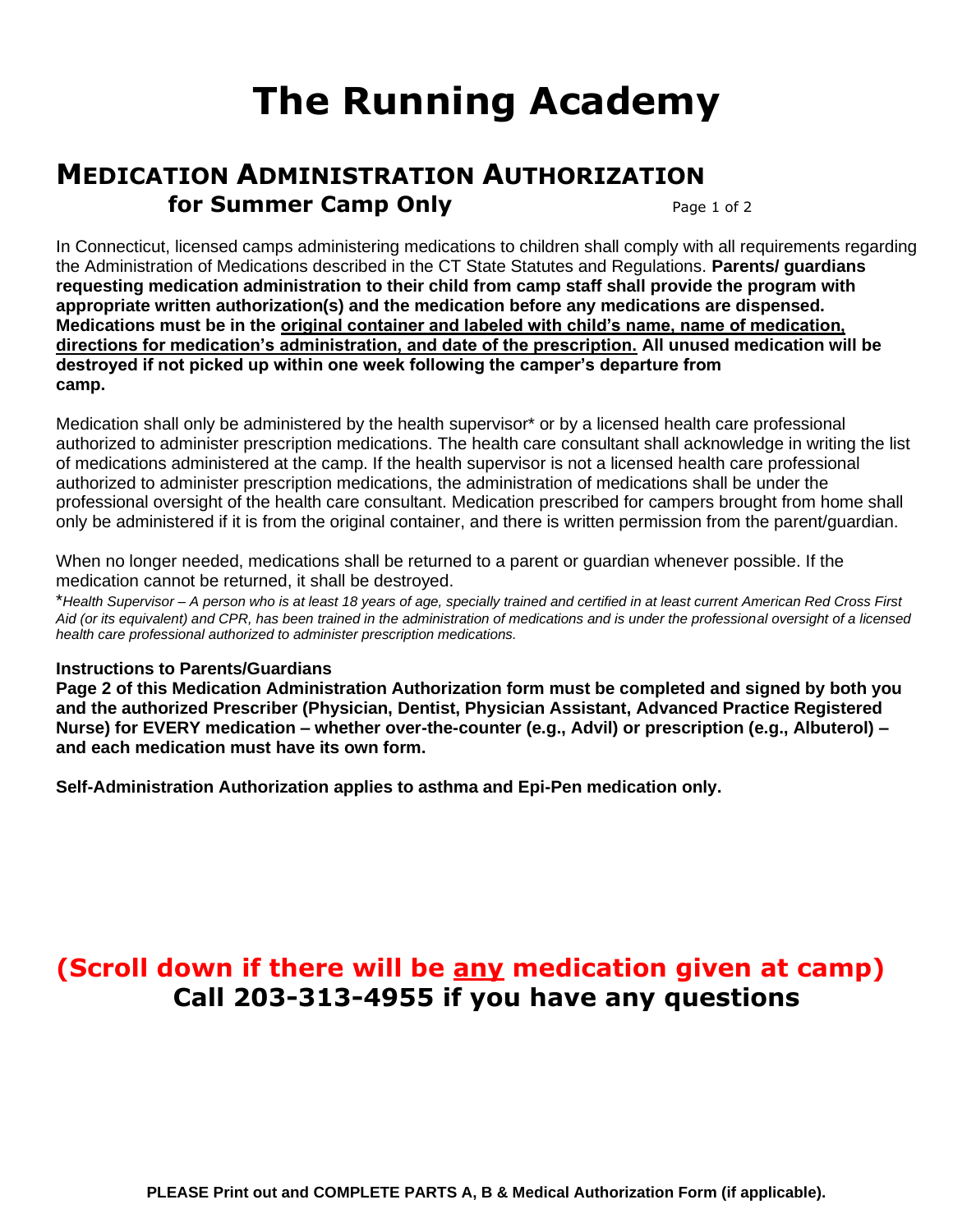# The Running Academy

## MEDICATION ADMINISTRATION AUTHORIZATION for Summer Camp Only

In Connecticut, licensed camps administering medications to children shall comply with all requirements regarding the Administration of Medications described in the CT State Statutes and Regulations. **Parents/ guardians requesting medication administration to their child from camp staff shall provide the program with appropriate written authorization(s) and the medication before any medications are dispensed. Medications must be in the original container and labeled with child's name, name of medication, directions for medication's administration, and date of the prescription. All unused medication will be destroyed if not picked up within one week following the camper's departure from camp.**

Medication shall only be administered by the health supervisor* or by a licensed health care professional authorized to administer prescription medications. The health care consultant shall acknowledge in writing the list of medications administered at the camp. If the health supervisor is not a licensed health care professional authorized to administer prescription medications, the administration of medications shall be under the professional oversight of the health care consultant. Medication prescribed for campers brought from home shall only be administered if it is from the original container, and there is written permission from the parent/guardian.

When no longer needed, medications shall be returned to a parent or guardian whenever possible. If the medication cannot be returned, it shall be destroyed.

**Health Supervisor* – *A person who is at least 18 years of age, specially trained and certified in at least current American Red Cross First Aid (or its equivalent) and CPR, has been trained in the administration of medications and is under the professional oversight of a licensed health care professional authorized to administer prescription medications.*

**Instructions to Parents/Guardians**

**Page 2 of this Medication Administration Authorization form must be completed and signed by both you and the authorized Prescriber (Physician, Dentist, Physician Assistant, Advanced Practice Registered Nurse) for EVERY medication – whether over-the-counter (e.g., Advil) or prescription (e.g., Albuterol) – and each medication must have its own form.**

**Self-Administration Authorization applies to asthma and Epi-Pen medication only.**

## (Scroll down if there will be any medication given at camp)

## Call 203-313-4955 if you have any questions

**PLEASE Print out and COMPLETE PARTS A, B & Medical Authorization Form (if applicable).**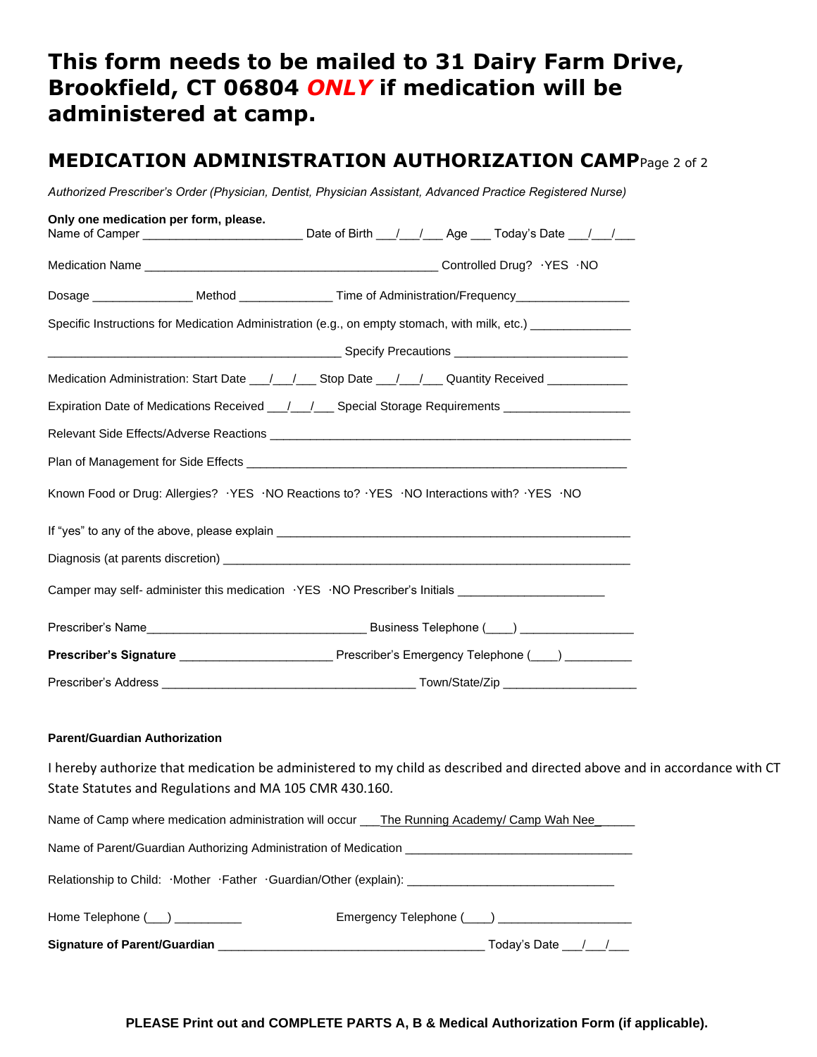# This form needs to be mailed to 31 Dairy Farm Drive, Brookfield, CT 06804 *ONLY* if medication will be administered at camp.

## MEDICATION ADMINISTRATION AUTHORIZATION CAMP

*Authorized Prescriber's Order (Physician, Dentist, Physician Assistant, Advanced Practice Registered Nurse)*

**Only one medication per form, please.**

Name of Camper _______________________ Date of Birth ___/___/___ Age ___ Today's Date ___/___/___

Medication Name ___________________________________________ Controlled Drug? ·YES ·NO

Dosage _______________ Method ______________ Time of Administration/Frequency________________

Specific Instructions for Medication Administration (e.g., on empty stomach, with milk, etc.) _______________

___________________________________________ Specify Precautions _________________________

Medication Administration: Start Date ___/___/___ Stop Date ___/___/___ Quantity Received ___________

Expiration Date of Medications Received ___/___/___ Special Storage Requirements __________________

Relevant Side Effects/Adverse Reactions _____________________________________________________

Plan of Management for Side Effects _________________________________________________________

Known Food or Drug: Allergies? ·YES ·NO Reactions to? ·YES ·NO Interactions with? ·YES ·NO

If "yes" to any of the above, please explain ___________________________________________________

Diagnosis (at parents discretion) _____________________________________________________________

Camper may self- administer this medication ·YES ·NO Prescriber's Initials _____________________

Prescriber's Name________________________________ Business Telephone (____) ________________

**Prescriber's Signature** ______________________ Prescriber's Emergency Telephone (____) __________

Prescriber's Address _____________________________________ Town/State/Zip ___________________

**Parent/Guardian Authorization**

I hereby authorize that medication be administered to my child as described and directed above and in accordance with CT State Statutes and Regulations and MA 105 CMR 430.160.

Name of Camp where medication administration will occur ___The Running Academy/ Camp Wah Nee______

Name of Parent/Guardian Authorizing Administration of Medication _________________________________

Relationship to Child: ·Mother ·Father ·Guardian/Other (explain): ______________________________

Home Telephone (___) __________ Emergency Telephone (____) ___________________

**Signature of Parent/Guardian** _______________________________________ Today's Date ___/___/___

**PLEASE Print out and COMPLETE PARTS A, B & Medical Authorization Form (if applicable).**